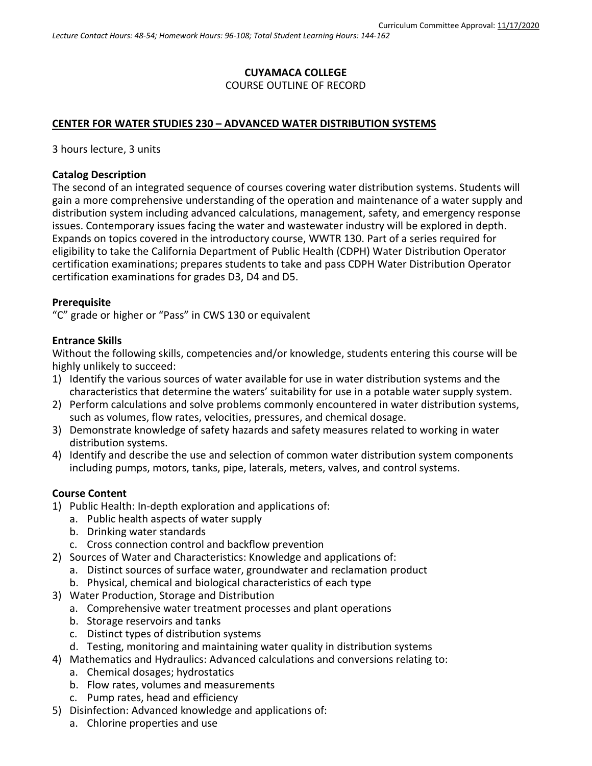Curriculum Committee Approval: 11/17/2020

*Lecture Contact Hours: 48-54; Homework Hours: 96-108; Total Student Learning Hours: 144-162*

**CUYAMACA COLLEGE**
COURSE OUTLINE OF RECORD

**CENTER FOR WATER STUDIES 230 – ADVANCED WATER DISTRIBUTION SYSTEMS**

3 hours lecture, 3 units

**Catalog Description**
The second of an integrated sequence of courses covering water distribution systems. Students will gain a more comprehensive understanding of the operation and maintenance of a water supply and distribution system including advanced calculations, management, safety, and emergency response issues. Contemporary issues facing the water and wastewater industry will be explored in depth. Expands on topics covered in the introductory course, WWTR 130. Part of a series required for eligibility to take the California Department of Public Health (CDPH) Water Distribution Operator certification examinations; prepares students to take and pass CDPH Water Distribution Operator certification examinations for grades D3, D4 and D5.

**Prerequisite**
"C" grade or higher or "Pass" in CWS 130 or equivalent

**Entrance Skills**
Without the following skills, competencies and/or knowledge, students entering this course will be highly unlikely to succeed:

1) Identify the various sources of water available for use in water distribution systems and the characteristics that determine the waters' suitability for use in a potable water supply system.
2) Perform calculations and solve problems commonly encountered in water distribution systems, such as volumes, flow rates, velocities, pressures, and chemical dosage.
3) Demonstrate knowledge of safety hazards and safety measures related to working in water distribution systems.
4) Identify and describe the use and selection of common water distribution system components including pumps, motors, tanks, pipe, laterals, meters, valves, and control systems.

**Course Content**

1) Public Health: In-depth exploration and applications of:
   a. Public health aspects of water supply
   b. Drinking water standards
   c. Cross connection control and backflow prevention
2) Sources of Water and Characteristics: Knowledge and applications of:
   a. Distinct sources of surface water, groundwater and reclamation product
   b. Physical, chemical and biological characteristics of each type
3) Water Production, Storage and Distribution
   a. Comprehensive water treatment processes and plant operations
   b. Storage reservoirs and tanks
   c. Distinct types of distribution systems
   d. Testing, monitoring and maintaining water quality in distribution systems
4) Mathematics and Hydraulics: Advanced calculations and conversions relating to:
   a. Chemical dosages; hydrostatics
   b. Flow rates, volumes and measurements
   c. Pump rates, head and efficiency
5) Disinfection: Advanced knowledge and applications of:
   a. Chlorine properties and use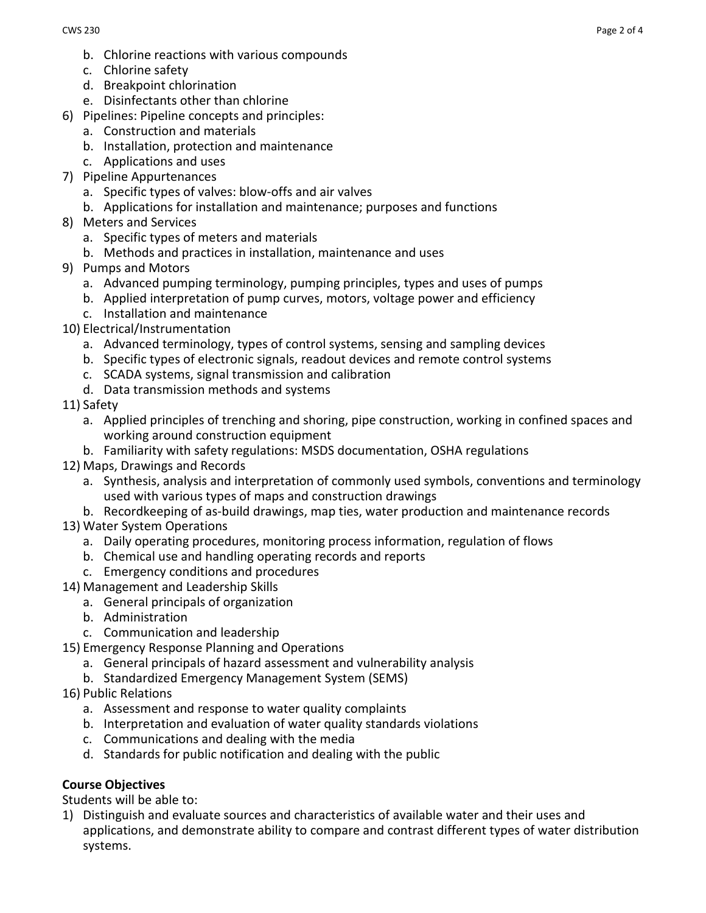b. Chlorine reactions with various compounds
   c. Chlorine safety
   d. Breakpoint chlorination
   e. Disinfectants other than chlorine
6) Pipelines: Pipeline concepts and principles:
   a. Construction and materials
   b. Installation, protection and maintenance
   c. Applications and uses
7) Pipeline Appurtenances
   a. Specific types of valves: blow-offs and air valves
   b. Applications for installation and maintenance; purposes and functions
8) Meters and Services
   a. Specific types of meters and materials
   b. Methods and practices in installation, maintenance and uses
9) Pumps and Motors
   a. Advanced pumping terminology, pumping principles, types and uses of pumps
   b. Applied interpretation of pump curves, motors, voltage power and efficiency
   c. Installation and maintenance
10) Electrical/Instrumentation
   a. Advanced terminology, types of control systems, sensing and sampling devices
   b. Specific types of electronic signals, readout devices and remote control systems
   c. SCADA systems, signal transmission and calibration
   d. Data transmission methods and systems
11) Safety
   a. Applied principles of trenching and shoring, pipe construction, working in confined spaces and working around construction equipment
   b. Familiarity with safety regulations: MSDS documentation, OSHA regulations
12) Maps, Drawings and Records
   a. Synthesis, analysis and interpretation of commonly used symbols, conventions and terminology used with various types of maps and construction drawings
   b. Recordkeeping of as-build drawings, map ties, water production and maintenance records
13) Water System Operations
   a. Daily operating procedures, monitoring process information, regulation of flows
   b. Chemical use and handling operating records and reports
   c. Emergency conditions and procedures
14) Management and Leadership Skills
   a. General principals of organization
   b. Administration
   c. Communication and leadership
15) Emergency Response Planning and Operations
   a. General principals of hazard assessment and vulnerability analysis
   b. Standardized Emergency Management System (SEMS)
16) Public Relations
   a. Assessment and response to water quality complaints
   b. Interpretation and evaluation of water quality standards violations
   c. Communications and dealing with the media
   d. Standards for public notification and dealing with the public

**Course Objectives**

Students will be able to:

1) Distinguish and evaluate sources and characteristics of available water and their uses and applications, and demonstrate ability to compare and contrast different types of water distribution systems.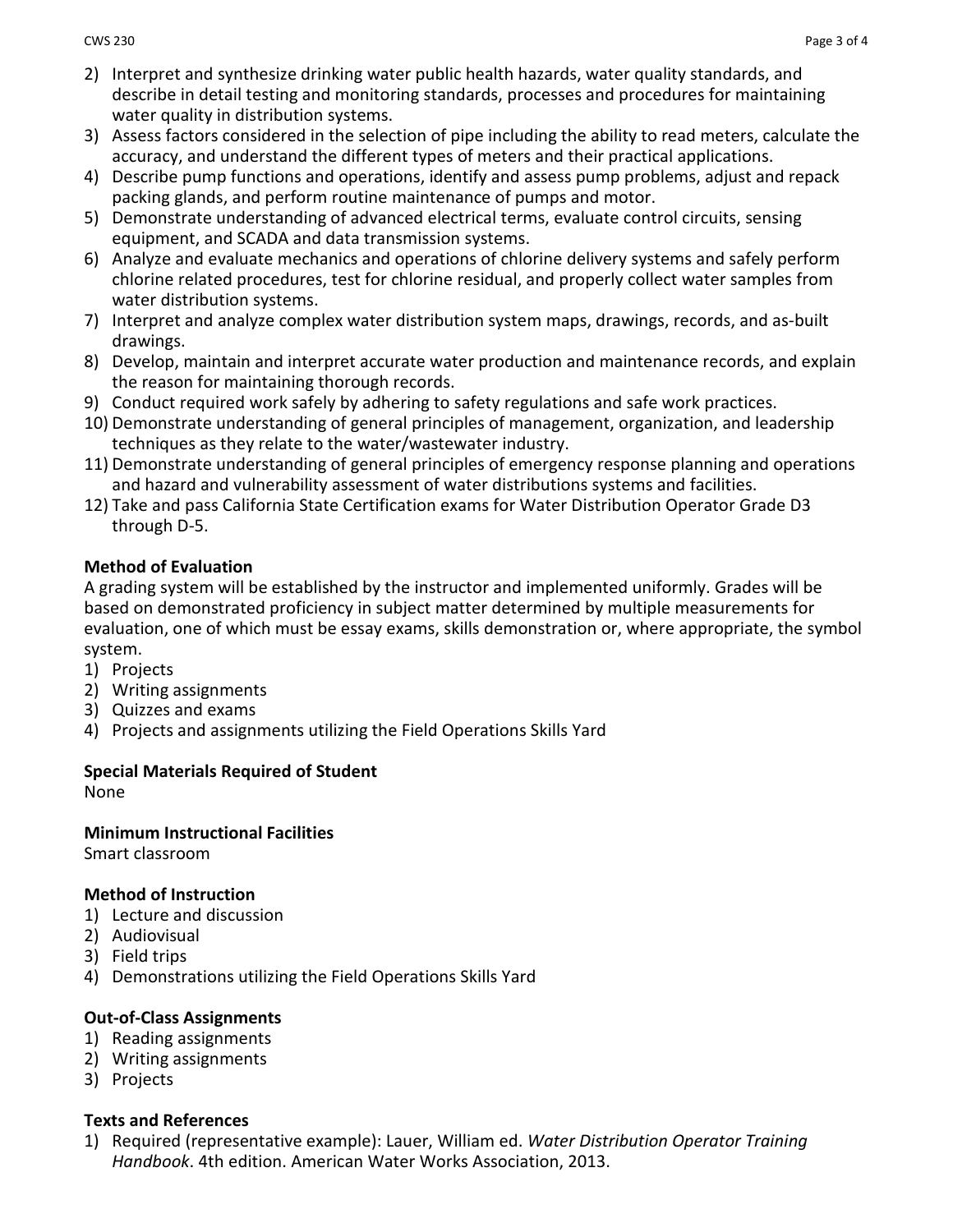2) Interpret and synthesize drinking water public health hazards, water quality standards, and describe in detail testing and monitoring standards, processes and procedures for maintaining water quality in distribution systems.
3) Assess factors considered in the selection of pipe including the ability to read meters, calculate the accuracy, and understand the different types of meters and their practical applications.
4) Describe pump functions and operations, identify and assess pump problems, adjust and repack packing glands, and perform routine maintenance of pumps and motor.
5) Demonstrate understanding of advanced electrical terms, evaluate control circuits, sensing equipment, and SCADA and data transmission systems.
6) Analyze and evaluate mechanics and operations of chlorine delivery systems and safely perform chlorine related procedures, test for chlorine residual, and properly collect water samples from water distribution systems.
7) Interpret and analyze complex water distribution system maps, drawings, records, and as-built drawings.
8) Develop, maintain and interpret accurate water production and maintenance records, and explain the reason for maintaining thorough records.
9) Conduct required work safely by adhering to safety regulations and safe work practices.
10) Demonstrate understanding of general principles of management, organization, and leadership techniques as they relate to the water/wastewater industry.
11) Demonstrate understanding of general principles of emergency response planning and operations and hazard and vulnerability assessment of water distributions systems and facilities.
12) Take and pass California State Certification exams for Water Distribution Operator Grade D3 through D-5.

**Method of Evaluation**

A grading system will be established by the instructor and implemented uniformly. Grades will be based on demonstrated proficiency in subject matter determined by multiple measurements for evaluation, one of which must be essay exams, skills demonstration or, where appropriate, the symbol system.

1) Projects
2) Writing assignments
3) Quizzes and exams
4) Projects and assignments utilizing the Field Operations Skills Yard

**Special Materials Required of Student**

None

**Minimum Instructional Facilities**

Smart classroom

**Method of Instruction**

1) Lecture and discussion
2) Audiovisual
3) Field trips
4) Demonstrations utilizing the Field Operations Skills Yard

**Out-of-Class Assignments**

1) Reading assignments
2) Writing assignments
3) Projects

**Texts and References**

1) Required (representative example): Lauer, William ed. *Water Distribution Operator Training Handbook*. 4th edition. American Water Works Association, 2013.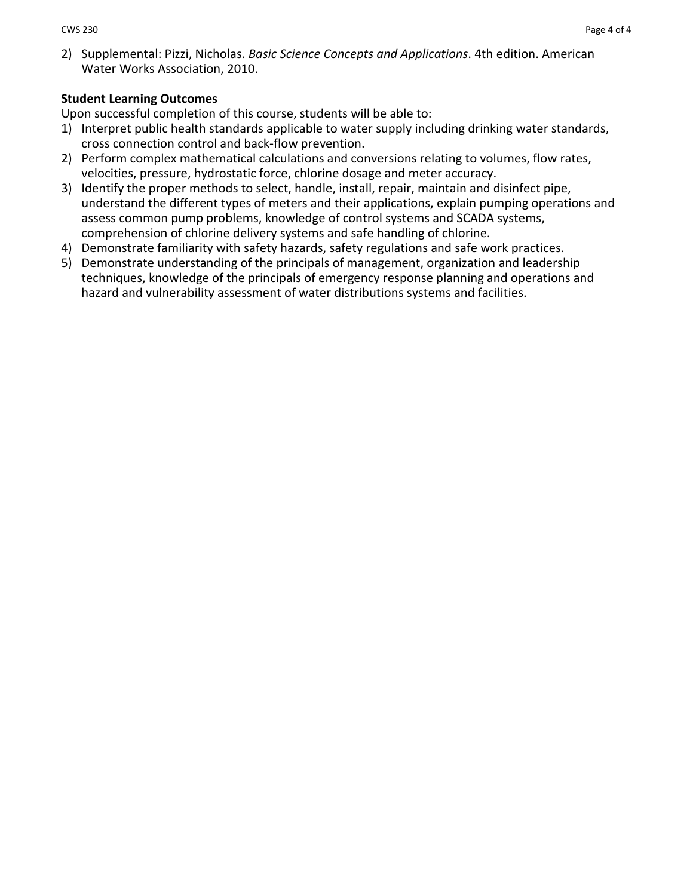2) Supplemental: Pizzi, Nicholas. *Basic Science Concepts and Applications*. 4th edition. American Water Works Association, 2010.

**Student Learning Outcomes**

Upon successful completion of this course, students will be able to:

1) Interpret public health standards applicable to water supply including drinking water standards, cross connection control and back-flow prevention.
2) Perform complex mathematical calculations and conversions relating to volumes, flow rates, velocities, pressure, hydrostatic force, chlorine dosage and meter accuracy.
3) Identify the proper methods to select, handle, install, repair, maintain and disinfect pipe, understand the different types of meters and their applications, explain pumping operations and assess common pump problems, knowledge of control systems and SCADA systems, comprehension of chlorine delivery systems and safe handling of chlorine.
4) Demonstrate familiarity with safety hazards, safety regulations and safe work practices.
5) Demonstrate understanding of the principals of management, organization and leadership techniques, knowledge of the principals of emergency response planning and operations and hazard and vulnerability assessment of water distributions systems and facilities.